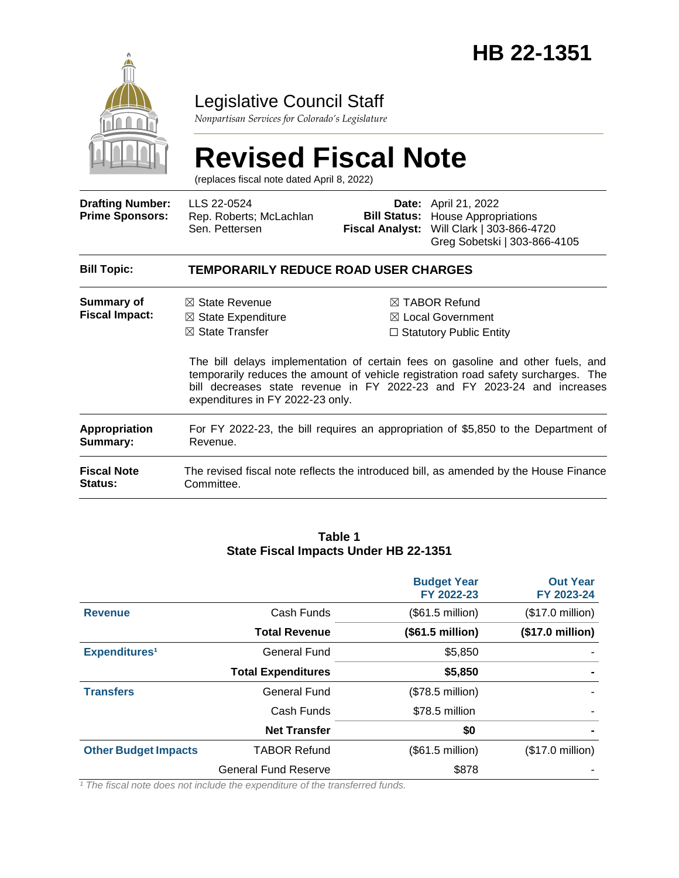# HB 22-1351

## Legislative Council Staff

*Nonpartisan Services for Colorado's Legislature*

# Revised Fiscal Note

(replaces fiscal note dated April 8, 2022)

| | | | |
|---|---|---|---|
| **Drafting Number:** | LLS 22-0524 | **Date:** | April 21, 2022 |
| **Prime Sponsors:** | Rep. Roberts; McLachlan<br>Sen. Pettersen | **Bill Status:** | House Appropriations |
| | | **Fiscal Analyst:** | Will Clark \| 303-866-4720<br>Greg Sobetski \| 303-866-4105 |

**Bill Topic:** **TEMPORARILY REDUCE ROAD USER CHARGES**

**Summary of Fiscal Impact:**

☒ State Revenue
☒ State Expenditure
☒ State Transfer
☒ TABOR Refund
☒ Local Government
☐ Statutory Public Entity

The bill delays implementation of certain fees on gasoline and other fuels, and temporarily reduces the amount of vehicle registration road safety surcharges. The bill decreases state revenue in FY 2022-23 and FY 2023-24 and increases expenditures in FY 2022-23 only.

**Appropriation Summary:** For FY 2022-23, the bill requires an appropriation of $5,850 to the Department of Revenue.

**Fiscal Note Status:** The revised fiscal note reflects the introduced bill, as amended by the House Finance Committee.

**Table 1**
**State Fiscal Impacts Under HB 22-1351**

| | | Budget Year FY 2022-23 | Out Year FY 2023-24 |
|---|---|---|---|
| **Revenue** | Cash Funds | ($61.5 million) | ($17.0 million) |
| | **Total Revenue** | **($61.5 million)** | **($17.0 million)** |
| **Expenditures**[1] | General Fund | $5,850 | - |
| | **Total Expenditures** | **$5,850** | **-** |
| **Transfers** | General Fund | ($78.5 million) | - |
| | Cash Funds | $78.5 million | - |
| | **Net Transfer** | **$0** | **-** |
| **Other Budget Impacts** | TABOR Refund | ($61.5 million) | ($17.0 million) |
| | General Fund Reserve | $878 | - |

*[1] The fiscal note does not include the expenditure of the transferred funds.*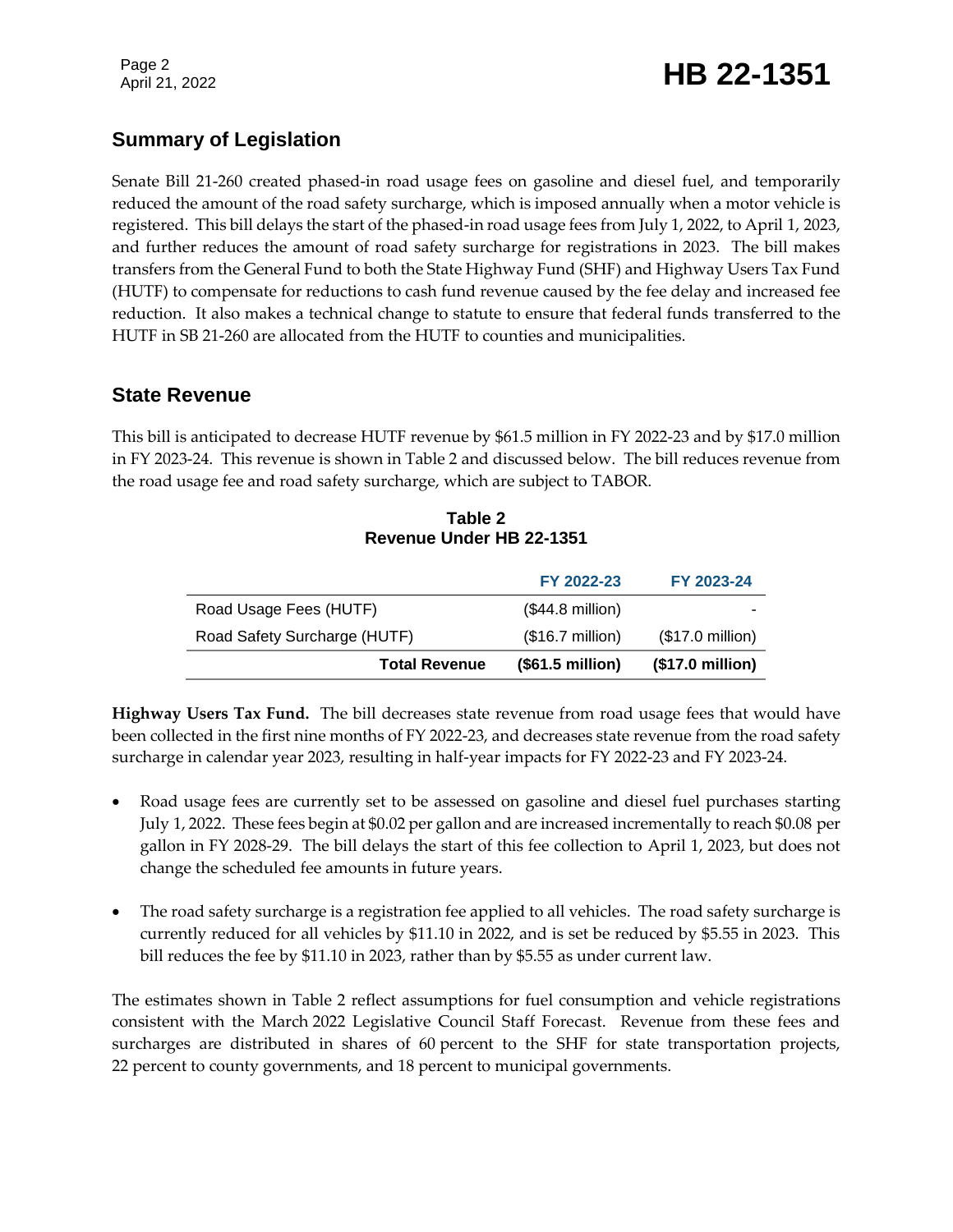## Summary of Legislation

Senate Bill 21-260 created phased-in road usage fees on gasoline and diesel fuel, and temporarily reduced the amount of the road safety surcharge, which is imposed annually when a motor vehicle is registered. This bill delays the start of the phased-in road usage fees from July 1, 2022, to April 1, 2023, and further reduces the amount of road safety surcharge for registrations in 2023. The bill makes transfers from the General Fund to both the State Highway Fund (SHF) and Highway Users Tax Fund (HUTF) to compensate for reductions to cash fund revenue caused by the fee delay and increased fee reduction. It also makes a technical change to statute to ensure that federal funds transferred to the HUTF in SB 21-260 are allocated from the HUTF to counties and municipalities.

## State Revenue

This bill is anticipated to decrease HUTF revenue by $61.5 million in FY 2022-23 and by $17.0 million in FY 2023-24. This revenue is shown in Table 2 and discussed below. The bill reduces revenue from the road usage fee and road safety surcharge, which are subject to TABOR.

**Table 2**
**Revenue Under HB 22-1351**

| | FY 2022-23 | FY 2023-24 |
|---|---|---|
| Road Usage Fees (HUTF) | ($44.8 million) | - |
| Road Safety Surcharge (HUTF) | ($16.7 million) | ($17.0 million) |
| **Total Revenue** | **($61.5 million)** | **($17.0 million)** |

**Highway Users Tax Fund.** The bill decreases state revenue from road usage fees that would have been collected in the first nine months of FY 2022-23, and decreases state revenue from the road safety surcharge in calendar year 2023, resulting in half-year impacts for FY 2022-23 and FY 2023-24.

- Road usage fees are currently set to be assessed on gasoline and diesel fuel purchases starting July 1, 2022. These fees begin at $0.02 per gallon and are increased incrementally to reach $0.08 per gallon in FY 2028-29. The bill delays the start of this fee collection to April 1, 2023, but does not change the scheduled fee amounts in future years.
- The road safety surcharge is a registration fee applied to all vehicles. The road safety surcharge is currently reduced for all vehicles by $11.10 in 2022, and is set be reduced by $5.55 in 2023. This bill reduces the fee by $11.10 in 2023, rather than by $5.55 as under current law.

The estimates shown in Table 2 reflect assumptions for fuel consumption and vehicle registrations consistent with the March 2022 Legislative Council Staff Forecast. Revenue from these fees and surcharges are distributed in shares of 60 percent to the SHF for state transportation projects, 22 percent to county governments, and 18 percent to municipal governments.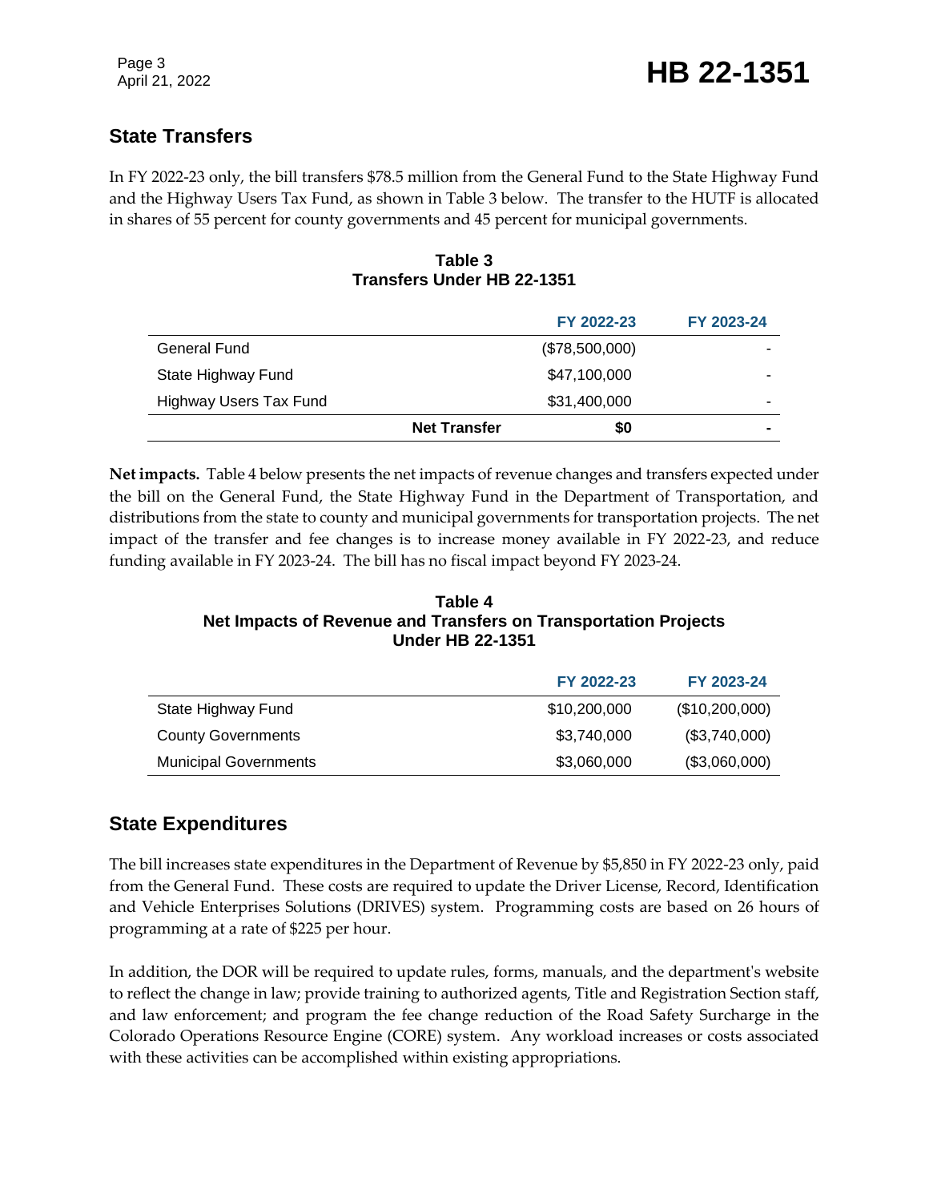## State Transfers

In FY 2022-23 only, the bill transfers $78.5 million from the General Fund to the State Highway Fund and the Highway Users Tax Fund, as shown in Table 3 below. The transfer to the HUTF is allocated in shares of 55 percent for county governments and 45 percent for municipal governments.

**Table 3**
**Transfers Under HB 22-1351**

| | FY 2022-23 | FY 2023-24 |
|---|---|---|
| General Fund | ($78,500,000) | - |
| State Highway Fund | $47,100,000 | - |
| Highway Users Tax Fund | $31,400,000 | - |
| **Net Transfer** | **$0** | **-** |

**Net impacts.** Table 4 below presents the net impacts of revenue changes and transfers expected under the bill on the General Fund, the State Highway Fund in the Department of Transportation, and distributions from the state to county and municipal governments for transportation projects. The net impact of the transfer and fee changes is to increase money available in FY 2022-23, and reduce funding available in FY 2023-24. The bill has no fiscal impact beyond FY 2023-24.

**Table 4**
**Net Impacts of Revenue and Transfers on Transportation Projects Under HB 22-1351**

| | FY 2022-23 | FY 2023-24 |
|---|---|---|
| State Highway Fund | $10,200,000 | ($10,200,000) |
| County Governments | $3,740,000 | ($3,740,000) |
| Municipal Governments | $3,060,000 | ($3,060,000) |

## State Expenditures

The bill increases state expenditures in the Department of Revenue by $5,850 in FY 2022-23 only, paid from the General Fund. These costs are required to update the Driver License, Record, Identification and Vehicle Enterprises Solutions (DRIVES) system. Programming costs are based on 26 hours of programming at a rate of $225 per hour.

In addition, the DOR will be required to update rules, forms, manuals, and the department's website to reflect the change in law; provide training to authorized agents, Title and Registration Section staff, and law enforcement; and program the fee change reduction of the Road Safety Surcharge in the Colorado Operations Resource Engine (CORE) system. Any workload increases or costs associated with these activities can be accomplished within existing appropriations.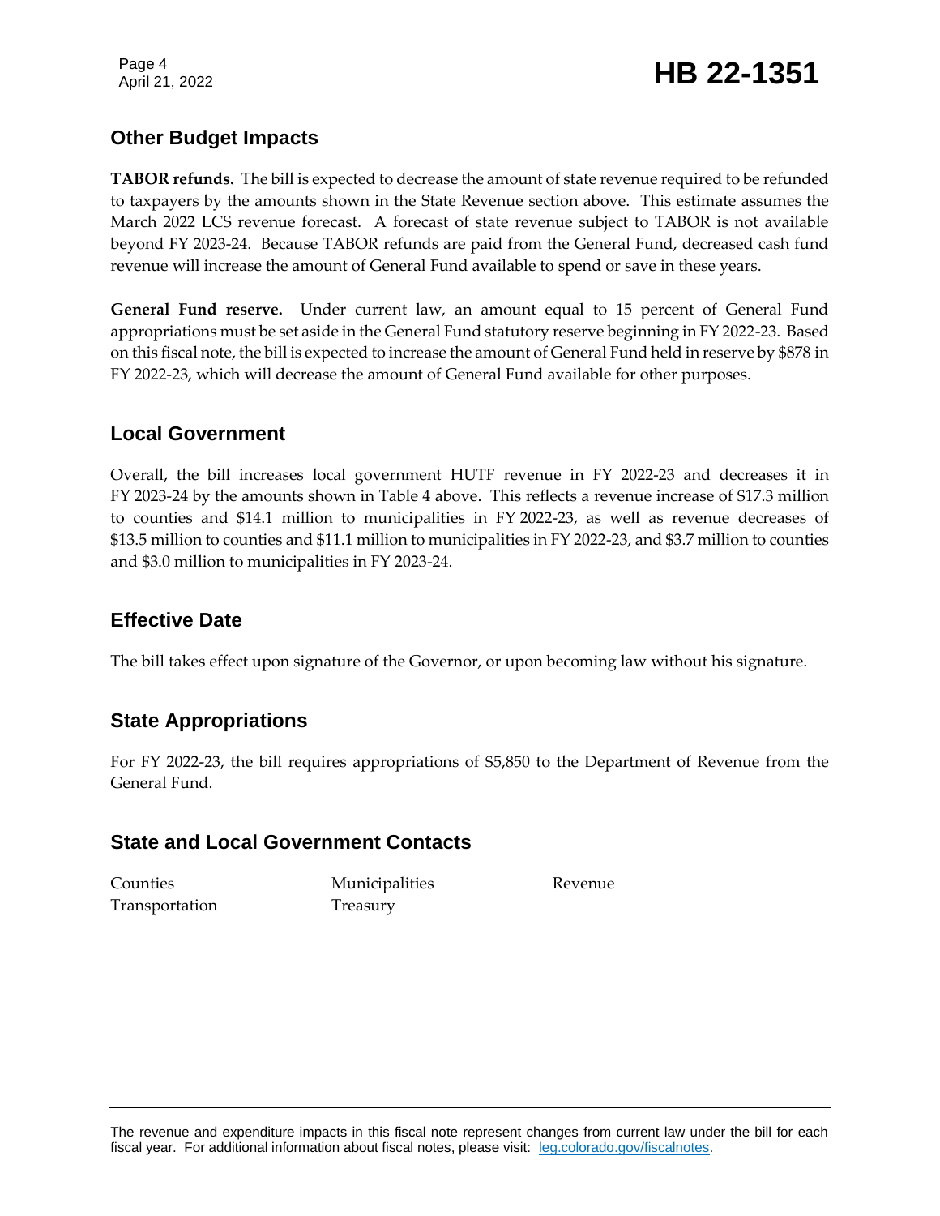## Other Budget Impacts

**TABOR refunds.** The bill is expected to decrease the amount of state revenue required to be refunded to taxpayers by the amounts shown in the State Revenue section above. This estimate assumes the March 2022 LCS revenue forecast. A forecast of state revenue subject to TABOR is not available beyond FY 2023-24. Because TABOR refunds are paid from the General Fund, decreased cash fund revenue will increase the amount of General Fund available to spend or save in these years.

**General Fund reserve.** Under current law, an amount equal to 15 percent of General Fund appropriations must be set aside in the General Fund statutory reserve beginning in FY 2022-23. Based on this fiscal note, the bill is expected to increase the amount of General Fund held in reserve by $878 in FY 2022-23, which will decrease the amount of General Fund available for other purposes.

## Local Government

Overall, the bill increases local government HUTF revenue in FY 2022-23 and decreases it in FY 2023-24 by the amounts shown in Table 4 above. This reflects a revenue increase of $17.3 million to counties and $14.1 million to municipalities in FY 2022-23, as well as revenue decreases of $13.5 million to counties and $11.1 million to municipalities in FY 2022-23, and $3.7 million to counties and $3.0 million to municipalities in FY 2023-24.

## Effective Date

The bill takes effect upon signature of the Governor, or upon becoming law without his signature.

## State Appropriations

For FY 2022-23, the bill requires appropriations of $5,850 to the Department of Revenue from the General Fund.

## State and Local Government Contacts

| | | |
|---|---|---|
| Counties | Municipalities | Revenue |
| Transportation | Treasury | |

The revenue and expenditure impacts in this fiscal note represent changes from current law under the bill for each fiscal year. For additional information about fiscal notes, please visit: leg.colorado.gov/fiscalnotes.